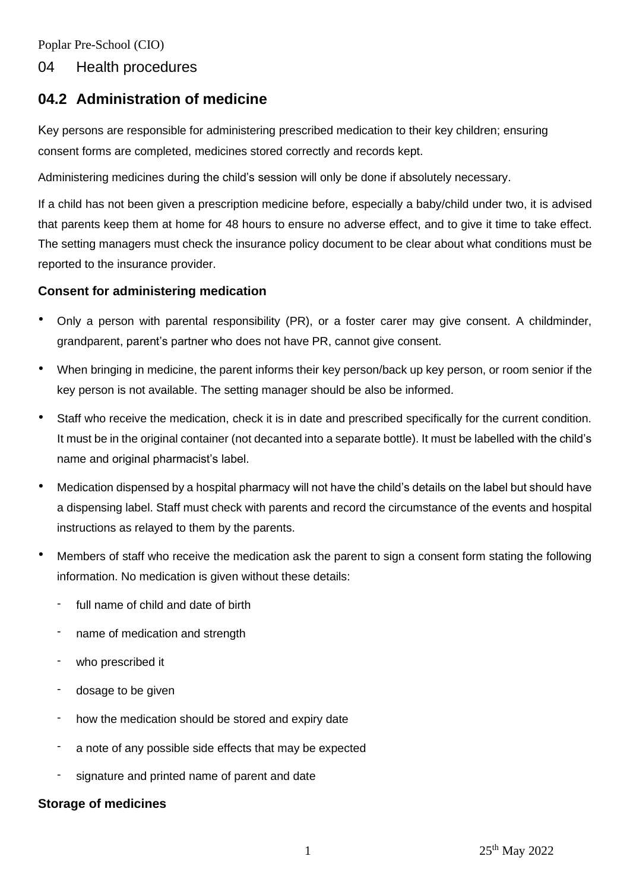Poplar Pre-School (CIO)

# 04 Health procedures

## 04.2 Administration of medicine

Key persons are responsible for administering prescribed medication to their key children; ensuring consent forms are completed, medicines stored correctly and records kept.

Administering medicines during the child's session will only be done if absolutely necessary.

If a child has not been given a prescription medicine before, especially a baby/child under two, it is advised that parents keep them at home for 48 hours to ensure no adverse effect, and to give it time to take effect. The setting managers must check the insurance policy document to be clear about what conditions must be reported to the insurance provider.

### Consent for administering medication

- Only a person with parental responsibility (PR), or a foster carer may give consent. A childminder, grandparent, parent's partner who does not have PR, cannot give consent.
- When bringing in medicine, the parent informs their key person/back up key person, or room senior if the key person is not available. The setting manager should be also be informed.
- Staff who receive the medication, check it is in date and prescribed specifically for the current condition. It must be in the original container (not decanted into a separate bottle). It must be labelled with the child's name and original pharmacist's label.
- Medication dispensed by a hospital pharmacy will not have the child's details on the label but should have a dispensing label. Staff must check with parents and record the circumstance of the events and hospital instructions as relayed to them by the parents.
- Members of staff who receive the medication ask the parent to sign a consent form stating the following information. No medication is given without these details:
  - full name of child and date of birth
  - name of medication and strength
  - who prescribed it
  - dosage to be given
  - how the medication should be stored and expiry date
  - a note of any possible side effects that may be expected
  - signature and printed name of parent and date

### Storage of medicines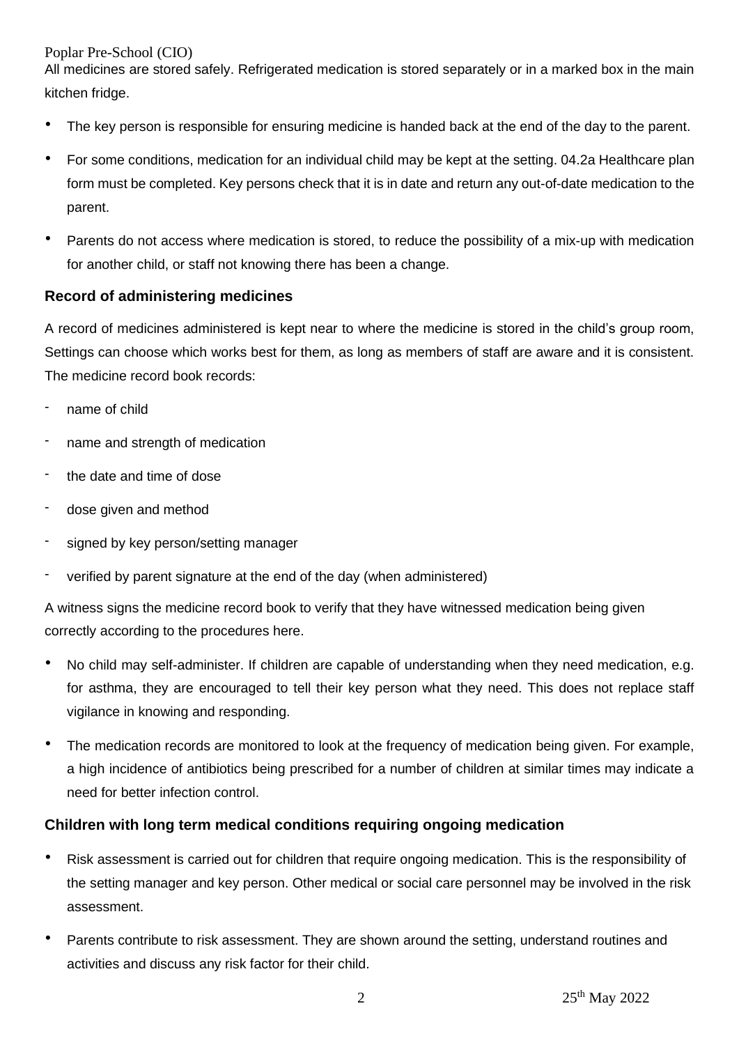All medicines are stored safely. Refrigerated medication is stored separately or in a marked box in the main kitchen fridge.

- The key person is responsible for ensuring medicine is handed back at the end of the day to the parent.
- For some conditions, medication for an individual child may be kept at the setting. 04.2a Healthcare plan form must be completed. Key persons check that it is in date and return any out-of-date medication to the parent.
- Parents do not access where medication is stored, to reduce the possibility of a mix-up with medication for another child, or staff not knowing there has been a change.

## Record of administering medicines

A record of medicines administered is kept near to where the medicine is stored in the child's group room, Settings can choose which works best for them, as long as members of staff are aware and it is consistent. The medicine record book records:

- name of child
- name and strength of medication
- the date and time of dose
- dose given and method
- signed by key person/setting manager
- verified by parent signature at the end of the day (when administered)

A witness signs the medicine record book to verify that they have witnessed medication being given correctly according to the procedures here.

- No child may self-administer. If children are capable of understanding when they need medication, e.g. for asthma, they are encouraged to tell their key person what they need. This does not replace staff vigilance in knowing and responding.
- The medication records are monitored to look at the frequency of medication being given. For example, a high incidence of antibiotics being prescribed for a number of children at similar times may indicate a need for better infection control.

## Children with long term medical conditions requiring ongoing medication

- Risk assessment is carried out for children that require ongoing medication. This is the responsibility of the setting manager and key person. Other medical or social care personnel may be involved in the risk assessment.
- Parents contribute to risk assessment. They are shown around the setting, understand routines and activities and discuss any risk factor for their child.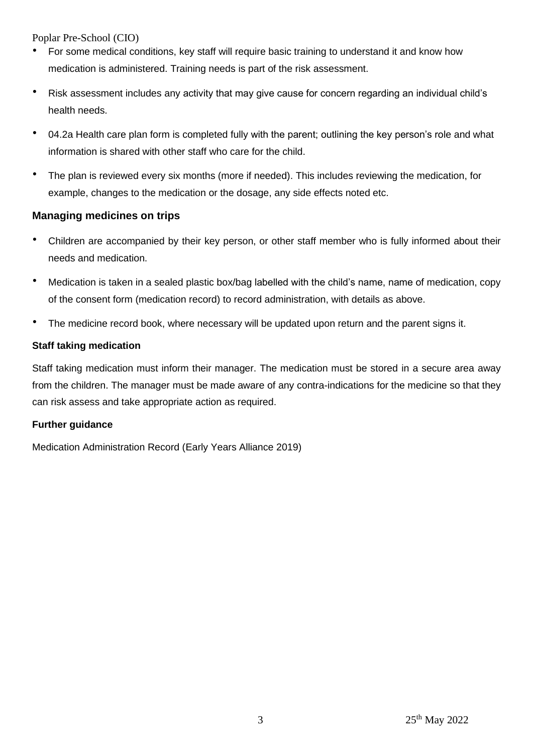- For some medical conditions, key staff will require basic training to understand it and know how medication is administered. Training needs is part of the risk assessment.
- Risk assessment includes any activity that may give cause for concern regarding an individual child's health needs.
- 04.2a Health care plan form is completed fully with the parent; outlining the key person's role and what information is shared with other staff who care for the child.
- The plan is reviewed every six months (more if needed). This includes reviewing the medication, for example, changes to the medication or the dosage, any side effects noted etc.

### Managing medicines on trips

- Children are accompanied by their key person, or other staff member who is fully informed about their needs and medication.
- Medication is taken in a sealed plastic box/bag labelled with the child's name, name of medication, copy of the consent form (medication record) to record administration, with details as above.
- The medicine record book, where necessary will be updated upon return and the parent signs it.

**Staff taking medication**

Staff taking medication must inform their manager. The medication must be stored in a secure area away from the children. The manager must be made aware of any contra-indications for the medicine so that they can risk assess and take appropriate action as required.

**Further guidance**

Medication Administration Record (Early Years Alliance 2019)